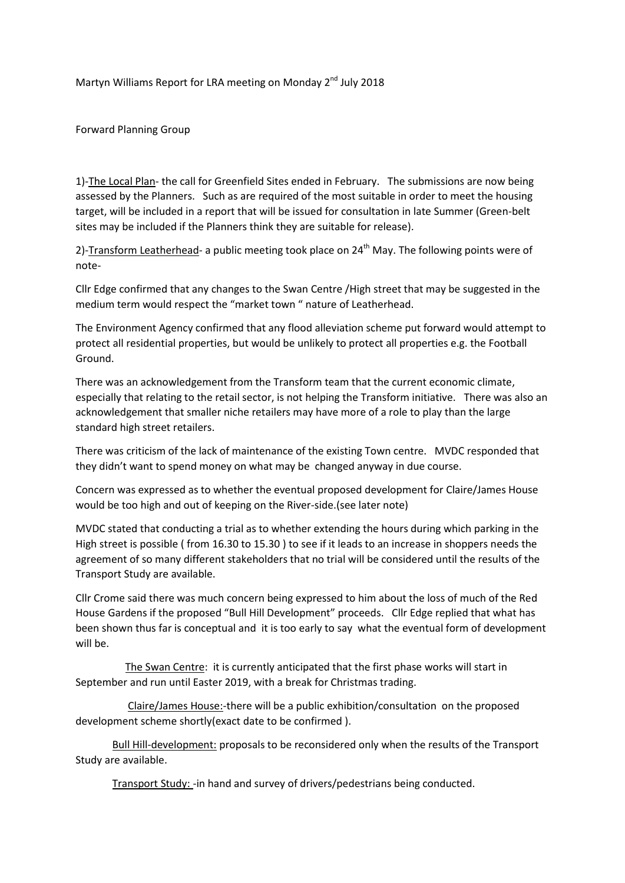Martyn Williams Report for LRA meeting on Monday 2nd July 2018

Forward Planning Group

1)-<u>The Local Plan</u>- the call for Greenfield Sites ended in February. The submissions are now being assessed by the Planners. Such as are required of the most suitable in order to meet the housing target, will be included in a report that will be issued for consultation in late Summer (Green-belt sites may be included if the Planners think they are suitable for release).

2)-<u>Transform Leatherhead</u>- a public meeting took place on 24th May. The following points were of note-

Cllr Edge confirmed that any changes to the Swan Centre /High street that may be suggested in the medium term would respect the "market town " nature of Leatherhead.

The Environment Agency confirmed that any flood alleviation scheme put forward would attempt to protect all residential properties, but would be unlikely to protect all properties e.g. the Football Ground.

There was an acknowledgement from the Transform team that the current economic climate, especially that relating to the retail sector, is not helping the Transform initiative. There was also an acknowledgement that smaller niche retailers may have more of a role to play than the large standard high street retailers.

There was criticism of the lack of maintenance of the existing Town centre. MVDC responded that they didn't want to spend money on what may be changed anyway in due course.

Concern was expressed as to whether the eventual proposed development for Claire/James House would be too high and out of keeping on the River-side.(see later note)

MVDC stated that conducting a trial as to whether extending the hours during which parking in the High street is possible ( from 16.30 to 15.30 ) to see if it leads to an increase in shoppers needs the agreement of so many different stakeholders that no trial will be considered until the results of the Transport Study are available.

Cllr Crome said there was much concern being expressed to him about the loss of much of the Red House Gardens if the proposed "Bull Hill Development" proceeds. Cllr Edge replied that what has been shown thus far is conceptual and it is too early to say what the eventual form of development will be.

<u>The Swan Centre</u>: it is currently anticipated that the first phase works will start in September and run until Easter 2019, with a break for Christmas trading.

<u>Claire/James House:</u>-there will be a public exhibition/consultation on the proposed development scheme shortly(exact date to be confirmed ).

<u>Bull Hill-development:</u> proposals to be reconsidered only when the results of the Transport Study are available.

<u>Transport Study:</u> -in hand and survey of drivers/pedestrians being conducted.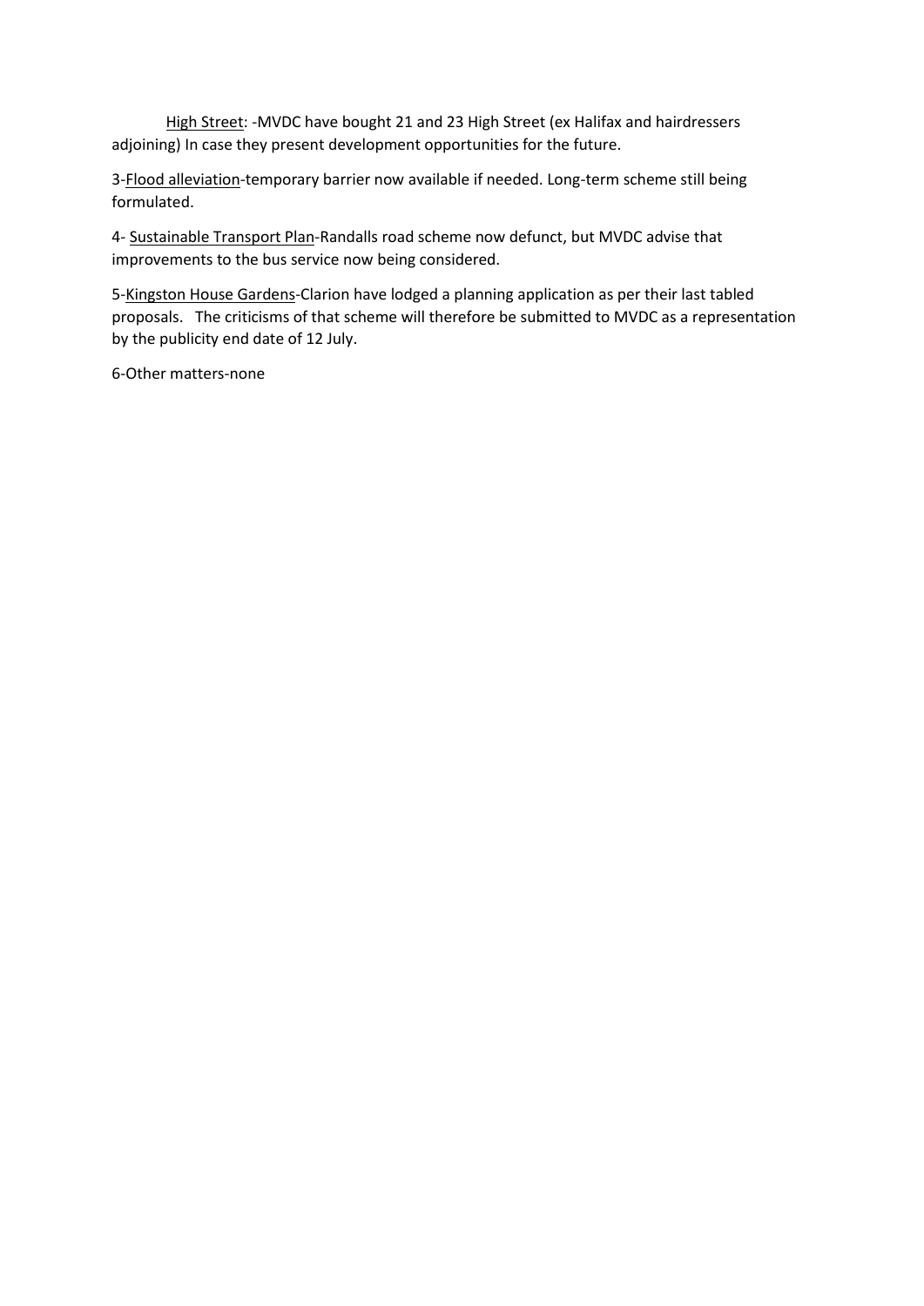<u>High Street</u>: -MVDC have bought 21 and 23 High Street (ex Halifax and hairdressers adjoining) In case they present development opportunities for the future.

3-<u>Flood alleviation</u>-temporary barrier now available if needed. Long-term scheme still being formulated.

4- <u>Sustainable Transport Plan</u>-Randalls road scheme now defunct, but MVDC advise that improvements to the bus service now being considered.

5-<u>Kingston House Gardens</u>-Clarion have lodged a planning application as per their last tabled proposals. The criticisms of that scheme will therefore be submitted to MVDC as a representation by the publicity end date of 12 July.

6-Other matters-none